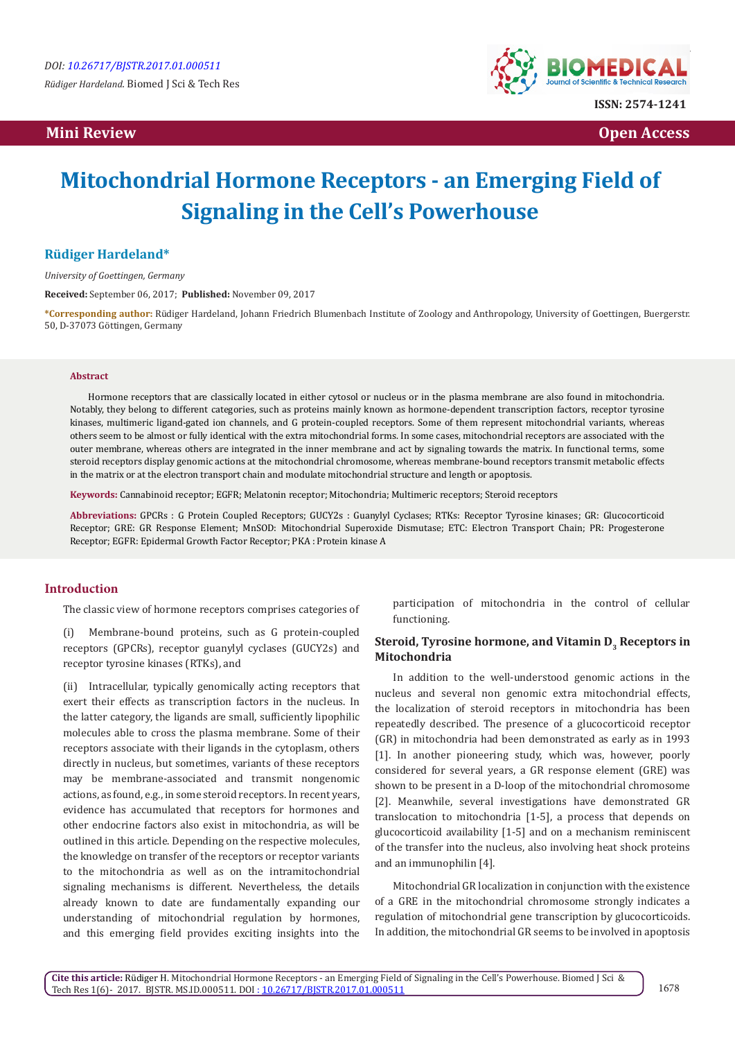Mini Review | Open Access

# Mitochondrial Hormone Receptors - an Emerging Field of Signaling in the Cell's Powerhouse

**Rüdiger Hardeland***

*University of Goettingen, Germany*

**Received:** September 06, 2017; **Published:** November 09, 2017

***Corresponding author:** Rüdiger Hardeland, Johann Friedrich Blumenbach Institute of Zoology and Anthropology, University of Goettingen, Buergerstr. 50, D-37073 Göttingen, Germany

### Abstract

Hormone receptors that are classically located in either cytosol or nucleus or in the plasma membrane are also found in mitochondria. Notably, they belong to different categories, such as proteins mainly known as hormone-dependent transcription factors, receptor tyrosine kinases, multimeric ligand-gated ion channels, and G protein-coupled receptors. Some of them represent mitochondrial variants, whereas others seem to be almost or fully identical with the extra mitochondrial forms. In some cases, mitochondrial receptors are associated with the outer membrane, whereas others are integrated in the inner membrane and act by signaling towards the matrix. In functional terms, some steroid receptors display genomic actions at the mitochondrial chromosome, whereas membrane-bound receptors transmit metabolic effects in the matrix or at the electron transport chain and modulate mitochondrial structure and length or apoptosis.

**Keywords:** Cannabinoid receptor; EGFR; Melatonin receptor; Mitochondria; Multimeric receptors; Steroid receptors

**Abbreviations:** GPCRs : G Protein Coupled Receptors; GUCY2s : Guanylyl Cyclases; RTKs: Receptor Tyrosine kinases; GR: Glucocorticoid Receptor; GRE: GR Response Element; MnSOD: Mitochondrial Superoxide Dismutase; ETC: Electron Transport Chain; PR: Progesterone Receptor; EGFR: Epidermal Growth Factor Receptor; PKA : Protein kinase A

## Introduction

The classic view of hormone receptors comprises categories of

(i) Membrane-bound proteins, such as G protein-coupled receptors (GPCRs), receptor guanylyl cyclases (GUCY2s) and receptor tyrosine kinases (RTKs), and

(ii) Intracellular, typically genomically acting receptors that exert their effects as transcription factors in the nucleus. In the latter category, the ligands are small, sufficiently lipophilic molecules able to cross the plasma membrane. Some of their receptors associate with their ligands in the cytoplasm, others directly in nucleus, but sometimes, variants of these receptors may be membrane-associated and transmit nongenomic actions, as found, e.g., in some steroid receptors. In recent years, evidence has accumulated that receptors for hormones and other endocrine factors also exist in mitochondria, as will be outlined in this article. Depending on the respective molecules, the knowledge on transfer of the receptors or receptor variants to the mitochondria as well as on the intramitochondrial signaling mechanisms is different. Nevertheless, the details already known to date are fundamentally expanding our understanding of mitochondrial regulation by hormones, and this emerging field provides exciting insights into the participation of mitochondria in the control of cellular functioning.

## Steroid, Tyrosine hormone, and Vitamin $D_3$ Receptors in Mitochondria

In addition to the well-understood genomic actions in the nucleus and several non genomic extra mitochondrial effects, the localization of steroid receptors in mitochondria has been repeatedly described. The presence of a glucocorticoid receptor (GR) in mitochondria had been demonstrated as early as in 1993 [1]. In another pioneering study, which was, however, poorly considered for several years, a GR response element (GRE) was shown to be present in a D-loop of the mitochondrial chromosome [2]. Meanwhile, several investigations have demonstrated GR translocation to mitochondria [1-5], a process that depends on glucocorticoid availability [1-5] and on a mechanism reminiscent of the transfer into the nucleus, also involving heat shock proteins and an immunophilin [4].

Mitochondrial GR localization in conjunction with the existence of a GRE in the mitochondrial chromosome strongly indicates a regulation of mitochondrial gene transcription by glucocorticoids. In addition, the mitochondrial GR seems to be involved in apoptosis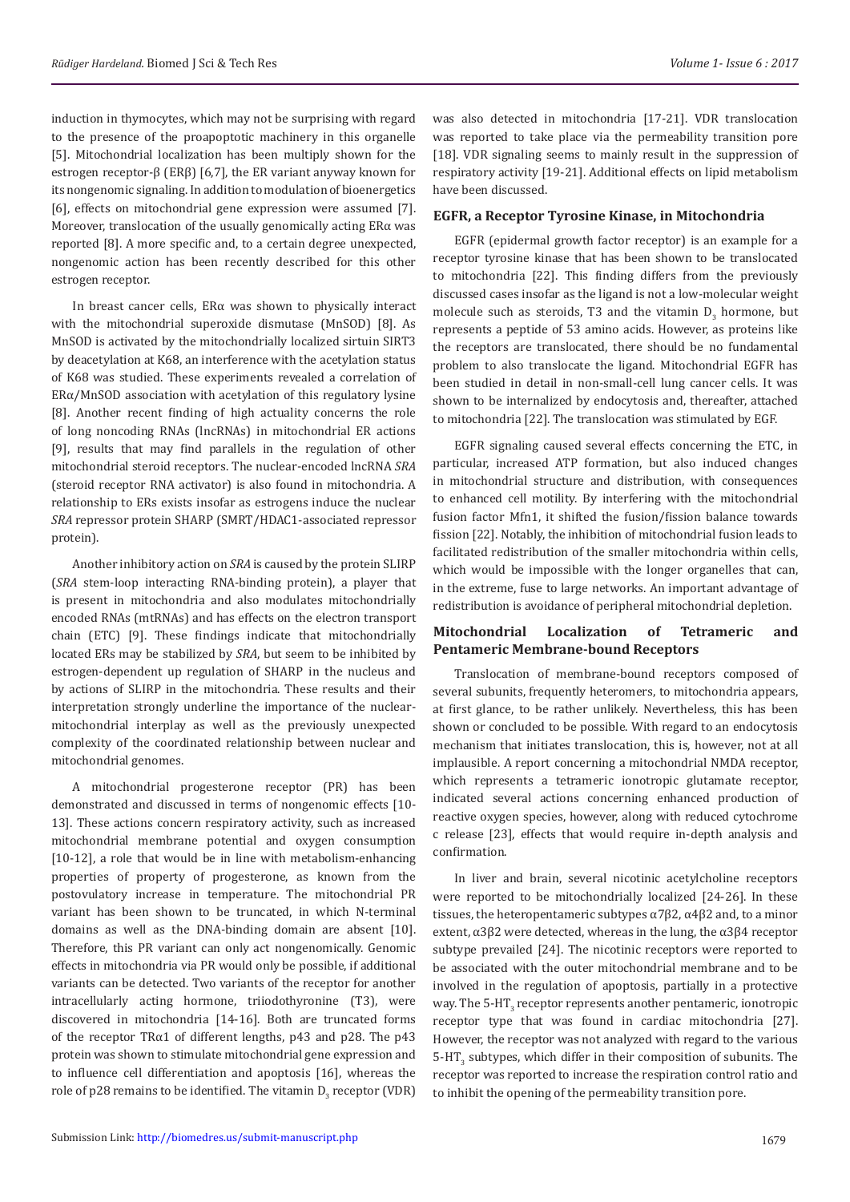induction in thymocytes, which may not be surprising with regard to the presence of the proapoptotic machinery in this organelle [5]. Mitochondrial localization has been multiply shown for the estrogen receptor-β (ERβ) [6,7], the ER variant anyway known for its nongenomic signaling. In addition to modulation of bioenergetics [6], effects on mitochondrial gene expression were assumed [7]. Moreover, translocation of the usually genomically acting ERα was reported [8]. A more specific and, to a certain degree unexpected, nongenomic action has been recently described for this other estrogen receptor.

In breast cancer cells, ERα was shown to physically interact with the mitochondrial superoxide dismutase (MnSOD) [8]. As MnSOD is activated by the mitochondrially localized sirtuin SIRT3 by deacetylation at K68, an interference with the acetylation status of K68 was studied. These experiments revealed a correlation of ERα/MnSOD association with acetylation of this regulatory lysine [8]. Another recent finding of high actuality concerns the role of long noncoding RNAs (lncRNAs) in mitochondrial ER actions [9], results that may find parallels in the regulation of other mitochondrial steroid receptors. The nuclear-encoded lncRNA *SRA* (steroid receptor RNA activator) is also found in mitochondria. A relationship to ERs exists insofar as estrogens induce the nuclear *SRA* repressor protein SHARP (SMRT/HDAC1-associated repressor protein).

Another inhibitory action on *SRA* is caused by the protein SLIRP (*SRA* stem-loop interacting RNA-binding protein), a player that is present in mitochondria and also modulates mitochondrially encoded RNAs (mtRNAs) and has effects on the electron transport chain (ETC) [9]. These findings indicate that mitochondrially located ERs may be stabilized by *SRA*, but seem to be inhibited by estrogen-dependent up regulation of SHARP in the nucleus and by actions of SLIRP in the mitochondria. These results and their interpretation strongly underline the importance of the nuclear-mitochondrial interplay as well as the previously unexpected complexity of the coordinated relationship between nuclear and mitochondrial genomes.

A mitochondrial progesterone receptor (PR) has been demonstrated and discussed in terms of nongenomic effects [10-13]. These actions concern respiratory activity, such as increased mitochondrial membrane potential and oxygen consumption [10-12], a role that would be in line with metabolism-enhancing properties of property of progesterone, as known from the postovulatory increase in temperature. The mitochondrial PR variant has been shown to be truncated, in which N-terminal domains as well as the DNA-binding domain are absent [10]. Therefore, this PR variant can only act nongenomically. Genomic effects in mitochondria via PR would only be possible, if additional variants can be detected. Two variants of the receptor for another intracellularly acting hormone, triiodothyronine (T3), were discovered in mitochondria [14-16]. Both are truncated forms of the receptor TRα1 of different lengths, p43 and p28. The p43 protein was shown to stimulate mitochondrial gene expression and to influence cell differentiation and apoptosis [16], whereas the role of p28 remains to be identified. The vitamin $D_3$ receptor (VDR) was also detected in mitochondria [17-21]. VDR translocation was reported to take place via the permeability transition pore [18]. VDR signaling seems to mainly result in the suppression of respiratory activity [19-21]. Additional effects on lipid metabolism have been discussed.

## EGFR, a Receptor Tyrosine Kinase, in Mitochondria

EGFR (epidermal growth factor receptor) is an example for a receptor tyrosine kinase that has been shown to be translocated to mitochondria [22]. This finding differs from the previously discussed cases insofar as the ligand is not a low-molecular weight molecule such as steroids, T3 and the vitamin $D_3$ hormone, but represents a peptide of 53 amino acids. However, as proteins like the receptors are translocated, there should be no fundamental problem to also translocate the ligand. Mitochondrial EGFR has been studied in detail in non-small-cell lung cancer cells. It was shown to be internalized by endocytosis and, thereafter, attached to mitochondria [22]. The translocation was stimulated by EGF.

EGFR signaling caused several effects concerning the ETC, in particular, increased ATP formation, but also induced changes in mitochondrial structure and distribution, with consequences to enhanced cell motility. By interfering with the mitochondrial fusion factor Mfn1, it shifted the fusion/fission balance towards fission [22]. Notably, the inhibition of mitochondrial fusion leads to facilitated redistribution of the smaller mitochondria within cells, which would be impossible with the longer organelles that can, in the extreme, fuse to large networks. An important advantage of redistribution is avoidance of peripheral mitochondrial depletion.

## Mitochondrial Localization of Tetrameric and Pentameric Membrane-bound Receptors

Translocation of membrane-bound receptors composed of several subunits, frequently heteromers, to mitochondria appears, at first glance, to be rather unlikely. Nevertheless, this has been shown or concluded to be possible. With regard to an endocytosis mechanism that initiates translocation, this is, however, not at all implausible. A report concerning a mitochondrial NMDA receptor, which represents a tetrameric ionotropic glutamate receptor, indicated several actions concerning enhanced production of reactive oxygen species, however, along with reduced cytochrome c release [23], effects that would require in-depth analysis and confirmation.

In liver and brain, several nicotinic acetylcholine receptors were reported to be mitochondrially localized [24-26]. In these tissues, the heteropentameric subtypes α7β2, α4β2 and, to a minor extent, α3β2 were detected, whereas in the lung, the α3β4 receptor subtype prevailed [24]. The nicotinic receptors were reported to be associated with the outer mitochondrial membrane and to be involved in the regulation of apoptosis, partially in a protective way. The $5\text{-HT}_3$ receptor represents another pentameric, ionotropic receptor type that was found in cardiac mitochondria [27]. However, the receptor was not analyzed with regard to the various $5\text{-HT}_3$ subtypes, which differ in their composition of subunits. The receptor was reported to increase the respiration control ratio and to inhibit the opening of the permeability transition pore.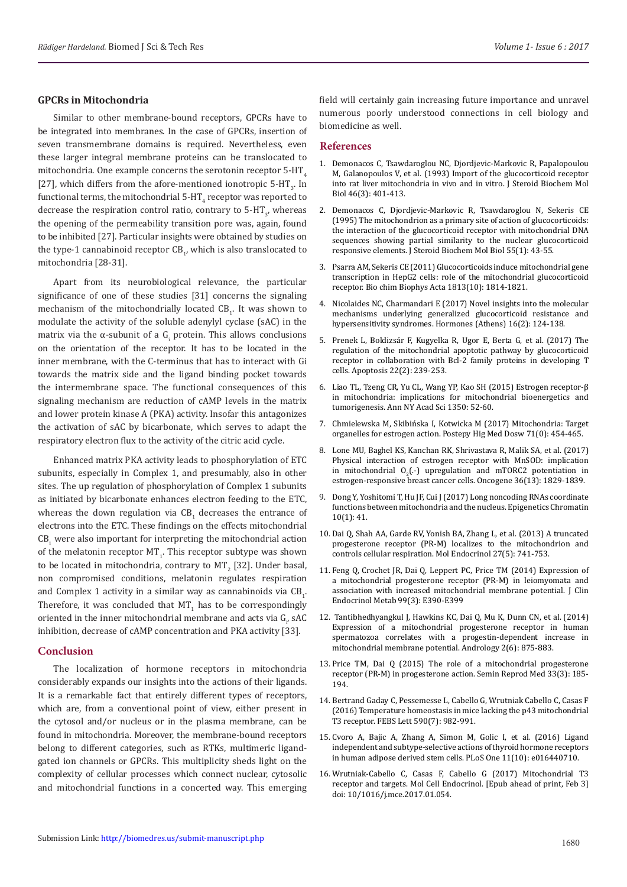## GPCRs in Mitochondria

Similar to other membrane-bound receptors, GPCRs have to be integrated into membranes. In the case of GPCRs, insertion of seven transmembrane domains is required. Nevertheless, even these larger integral membrane proteins can be translocated to mitochondria. One example concerns the serotonin receptor 5-$HT_4$ [27], which differs from the afore-mentioned ionotropic 5-$HT_3$. In functional terms, the mitochondrial 5-$HT_4$ receptor was reported to decrease the respiration control ratio, contrary to 5-$HT_3$, whereas the opening of the permeability transition pore was, again, found to be inhibited [27]. Particular insights were obtained by studies on the type-1 cannabinoid receptor $CB_1$, which is also translocated to mitochondria [28-31].

Apart from its neurobiological relevance, the particular significance of one of these studies [31] concerns the signaling mechanism of the mitochondrially located $CB_1$. It was shown to modulate the activity of the soluble adenylyl cyclase (sAC) in the matrix via the α-subunit of a $G_i$ protein. This allows conclusions on the orientation of the receptor. It has to be located in the inner membrane, with the C-terminus that has to interact with Gi towards the matrix side and the ligand binding pocket towards the intermembrane space. The functional consequences of this signaling mechanism are reduction of cAMP levels in the matrix and lower protein kinase A (PKA) activity. Insofar this antagonizes the activation of sAC by bicarbonate, which serves to adapt the respiratory electron flux to the activity of the citric acid cycle.

Enhanced matrix PKA activity leads to phosphorylation of ETC subunits, especially in Complex 1, and presumably, also in other sites. The up regulation of phosphorylation of Complex 1 subunits as initiated by bicarbonate enhances electron feeding to the ETC, whereas the down regulation via $CB_1$ decreases the entrance of electrons into the ETC. These findings on the effects mitochondrial $CB_1$ were also important for interpreting the mitochondrial action of the melatonin receptor $MT_1$. This receptor subtype was shown to be located in mitochondria, contrary to $MT_2$ [32]. Under basal, non compromised conditions, melatonin regulates respiration and Complex 1 activity in a similar way as cannabinoids via $CB_1$. Therefore, it was concluded that $MT_1$ has to be correspondingly oriented in the inner mitochondrial membrane and acts via $G_i$, sAC inhibition, decrease of cAMP concentration and PKA activity [33].

## Conclusion

The localization of hormone receptors in mitochondria considerably expands our insights into the actions of their ligands. It is a remarkable fact that entirely different types of receptors, which are, from a conventional point of view, either present in the cytosol and/or nucleus or in the plasma membrane, can be found in mitochondria. Moreover, the membrane-bound receptors belong to different categories, such as RTKs, multimeric ligand-gated ion channels or GPCRs. This multiplicity sheds light on the complexity of cellular processes which connect nuclear, cytosolic and mitochondrial functions in a concerted way. This emerging field will certainly gain increasing future importance and unravel numerous poorly understood connections in cell biology and biomedicine as well.

## References

1. Demonacos C, Tsawdaroglou NC, Djordjevic-Markovic R, Papalopoulou M, Galanopoulos V, et al. (1993) Import of the glucocorticoid receptor into rat liver mitochondria in vivo and in vitro. J Steroid Biochem Mol Biol 46(3): 401-413.
2. Demonacos C, Djordjevic-Markovic R, Tsawdaroglou N, Sekeris CE (1995) The mitochondrion as a primary site of action of glucocorticoids: the interaction of the glucocorticoid receptor with mitochondrial DNA sequences showing partial similarity to the nuclear glucocorticoid responsive elements. J Steroid Biochem Mol Biol 55(1): 43-55.
3. Psarra AM, Sekeris CE (2011) Glucocorticoids induce mitochondrial gene transcription in HepG2 cells: role of the mitochondrial glucocorticoid receptor. Bio chim Biophys Acta 1813(10): 1814-1821.
4. Nicolaides NC, Charmandari E (2017) Novel insights into the molecular mechanisms underlying generalized glucocorticoid resistance and hypersensitivity syndromes. Hormones (Athens) 16(2): 124-138.
5. Prenek L, Boldizsár F, Kugyelka R, Ugor E, Berta G, et al. (2017) The regulation of the mitochondrial apoptotic pathway by glucocorticoid receptor in collaboration with Bcl-2 family proteins in developing T cells. Apoptosis 22(2): 239-253.
6. Liao TL, Tzeng CR, Yu CL, Wang YP, Kao SH (2015) Estrogen receptor-β in mitochondria: implications for mitochondrial bioenergetics and tumorigenesis. Ann NY Acad Sci 1350: 52-60.
7. Chmielewska M, Skibińska I, Kotwicka M (2017) Mitochondria: Target organelles for estrogen action. Postepy Hig Med Dosw 71(0): 454-465.
8. Lone MU, Baghel KS, Kanchan RK, Shrivastava R, Malik SA, et al. (2017) Physical interaction of estrogen receptor with MnSOD: implication in mitochondrial $O_2$(-) upregulation and mTORC2 potentiation in estrogen-responsive breast cancer cells. Oncogene 36(13): 1829-1839.
9. Dong Y, Yoshitomi T, Hu JF, Cui J (2017) Long noncoding RNAs coordinate functions between mitochondria and the nucleus. Epigenetics Chromatin 10(1): 41.
10. Dai Q, Shah AA, Garde RV, Yonish BA, Zhang L, et al. (2013) A truncated progesterone receptor (PR-M) localizes to the mitochondrion and controls cellular respiration. Mol Endocrinol 27(5): 741-753.
11. Feng Q, Crochet JR, Dai Q, Leppert PC, Price TM (2014) Expression of a mitochondrial progesterone receptor (PR-M) in leiomyomata and association with increased mitochondrial membrane potential. J Clin Endocrinol Metab 99(3): E390-E399
12. Tantibhedhyangkul J, Hawkins KC, Dai Q, Mu K, Dunn CN, et al. (2014) Expression of a mitochondrial progesterone receptor in human spermatozoa correlates with a progestin-dependent increase in mitochondrial membrane potential. Andrology 2(6): 875-883.
13. Price TM, Dai Q (2015) The role of a mitochondrial progesterone receptor (PR-M) in progesterone action. Semin Reprod Med 33(3): 185-194.
14. Bertrand Gaday C, Pessemesse L, Cabello G, Wrutniak Cabello C, Casas F (2016) Temperature homeostasis in mice lacking the p43 mitochondrial T3 receptor. FEBS Lett 590(7): 982-991.
15. Cvoro A, Bajic A, Zhang A, Simon M, Golic I, et al. (2016) Ligand independent and subtype-selective actions of thyroid hormone receptors in human adipose derived stem cells. PLoS One 11(10): e016440710.
16. Wrutniak-Cabello C, Casas F, Cabello G (2017) Mitochondrial T3 receptor and targets. Mol Cell Endocrinol. [Epub ahead of print, Feb 3] doi: 10/1016/j.mce.2017.01.054.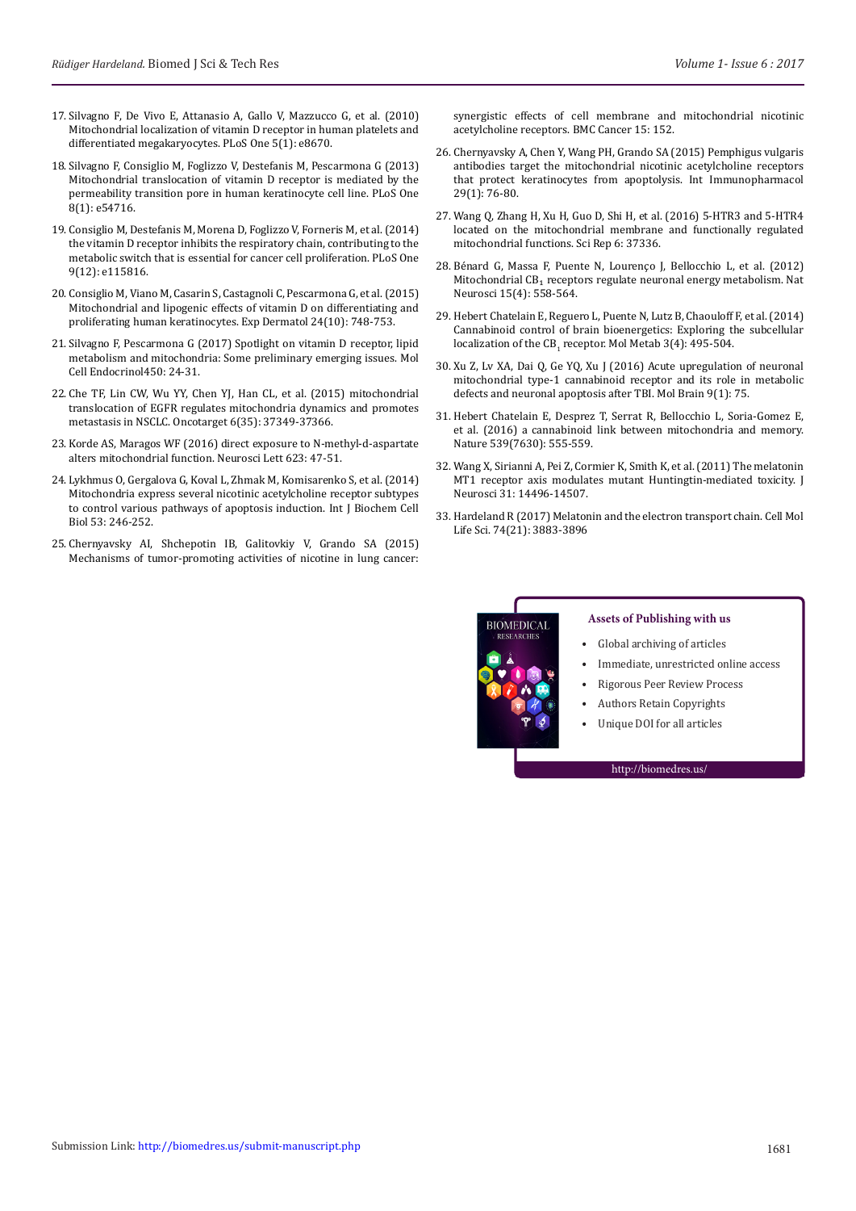17. Silvagno F, De Vivo E, Attanasio A, Gallo V, Mazzucco G, et al. (2010) Mitochondrial localization of vitamin D receptor in human platelets and differentiated megakaryocytes. PLoS One 5(1): e8670.
18. Silvagno F, Consiglio M, Foglizzo V, Destefanis M, Pescarmona G (2013) Mitochondrial translocation of vitamin D receptor is mediated by the permeability transition pore in human keratinocyte cell line. PLoS One 8(1): e54716.
19. Consiglio M, Destefanis M, Morena D, Foglizzo V, Forneris M, et al. (2014) the vitamin D receptor inhibits the respiratory chain, contributing to the metabolic switch that is essential for cancer cell proliferation. PLoS One 9(12): e115816.
20. Consiglio M, Viano M, Casarin S, Castagnoli C, Pescarmona G, et al. (2015) Mitochondrial and lipogenic effects of vitamin D on differentiating and proliferating human keratinocytes. Exp Dermatol 24(10): 748-753.
21. Silvagno F, Pescarmona G (2017) Spotlight on vitamin D receptor, lipid metabolism and mitochondria: Some preliminary emerging issues. Mol Cell Endocrinol450: 24-31.
22. Che TF, Lin CW, Wu YY, Chen YJ, Han CL, et al. (2015) mitochondrial translocation of EGFR regulates mitochondria dynamics and promotes metastasis in NSCLC. Oncotarget 6(35): 37349-37366.
23. Korde AS, Maragos WF (2016) direct exposure to N-methyl-d-aspartate alters mitochondrial function. Neurosci Lett 623: 47-51.
24. Lykhmus O, Gergalova G, Koval L, Zhmak M, Komisarenko S, et al. (2014) Mitochondria express several nicotinic acetylcholine receptor subtypes to control various pathways of apoptosis induction. Int J Biochem Cell Biol 53: 246-252.
25. Chernyavsky AI, Shchepotin IB, Galitovkiy V, Grando SA (2015) Mechanisms of tumor-promoting activities of nicotine in lung cancer: synergistic effects of cell membrane and mitochondrial nicotinic acetylcholine receptors. BMC Cancer 15: 152.
26. Chernyavsky A, Chen Y, Wang PH, Grando SA (2015) Pemphigus vulgaris antibodies target the mitochondrial nicotinic acetylcholine receptors that protect keratinocytes from apoptolysis. Int Immunopharmacol 29(1): 76-80.
27. Wang Q, Zhang H, Xu H, Guo D, Shi H, et al. (2016) 5-HTR3 and 5-HTR4 located on the mitochondrial membrane and functionally regulated mitochondrial functions. Sci Rep 6: 37336.
28. Bénard G, Massa F, Puente N, Lourenço J, Bellocchio L, et al. (2012) Mitochondrial $CB_1$ receptors regulate neuronal energy metabolism. Nat Neurosci 15(4): 558-564.
29. Hebert Chatelain E, Reguero L, Puente N, Lutz B, Chaouloff F, et al. (2014) Cannabinoid control of brain bioenergetics: Exploring the subcellular localization of the $CB_1$ receptor. Mol Metab 3(4): 495-504.
30. Xu Z, Lv XA, Dai Q, Ge YQ, Xu J (2016) Acute upregulation of neuronal mitochondrial type-1 cannabinoid receptor and its role in metabolic defects and neuronal apoptosis after TBI. Mol Brain 9(1): 75.
31. Hebert Chatelain E, Desprez T, Serrat R, Bellocchio L, Soria-Gomez E, et al. (2016) a cannabinoid link between mitochondria and memory. Nature 539(7630): 555-559.
32. Wang X, Sirianni A, Pei Z, Cormier K, Smith K, et al. (2011) The melatonin MT1 receptor axis modulates mutant Huntingtin-mediated toxicity. J Neurosci 31: 14496-14507.
33. Hardeland R (2017) Melatonin and the electron transport chain. Cell Mol Life Sci. 74(21): 3883-3896

**Assets of Publishing with us**

- Global archiving of articles
- Immediate, unrestricted online access
- Rigorous Peer Review Process
- Authors Retain Copyrights
- Unique DOI for all articles

http://biomedres.us/

Submission Link: http://biomedres.us/submit-manuscript.php